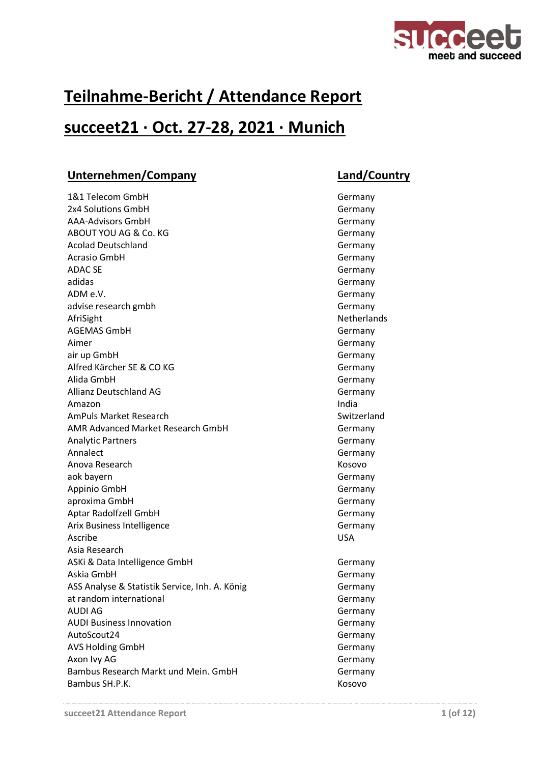# Teilnahme-Bericht / Attendance Report

# succeet21 · Oct. 27-28, 2021 · Munich

| Unternehmen/Company | Land/Country |
|---|---|
| 1&1 Telecom GmbH | Germany |
| 2x4 Solutions GmbH | Germany |
| AAA-Advisors GmbH | Germany |
| ABOUT YOU AG & Co. KG | Germany |
| Acolad Deutschland | Germany |
| Acrasio GmbH | Germany |
| ADAC SE | Germany |
| adidas | Germany |
| ADM e.V. | Germany |
| advise research gmbh | Germany |
| AfriSight | Netherlands |
| AGEMAS GmbH | Germany |
| Aimer | Germany |
| air up GmbH | Germany |
| Alfred Kärcher SE & CO KG | Germany |
| Alida GmbH | Germany |
| Allianz Deutschland AG | Germany |
| Amazon | India |
| AmPuls Market Research | Switzerland |
| AMR Advanced Market Research GmbH | Germany |
| Analytic Partners | Germany |
| Annalect | Germany |
| Anova Research | Kosovo |
| aok bayern | Germany |
| Appinio GmbH | Germany |
| aproxima GmbH | Germany |
| Aptar Radolfzell GmbH | Germany |
| Arix Business Intelligence | Germany |
| Ascribe | USA |
| Asia Research | |
| ASKi & Data Intelligence GmbH | Germany |
| Askia GmbH | Germany |
| ASS Analyse & Statistik Service, Inh. A. König | Germany |
| at random international | Germany |
| AUDI AG | Germany |
| AUDI Business Innovation | Germany |
| AutoScout24 | Germany |
| AVS Holding GmbH | Germany |
| Axon Ivy AG | Germany |
| Bambus Research Markt und Mein. GmbH | Germany |
| Bambus SH.P.K. | Kosovo |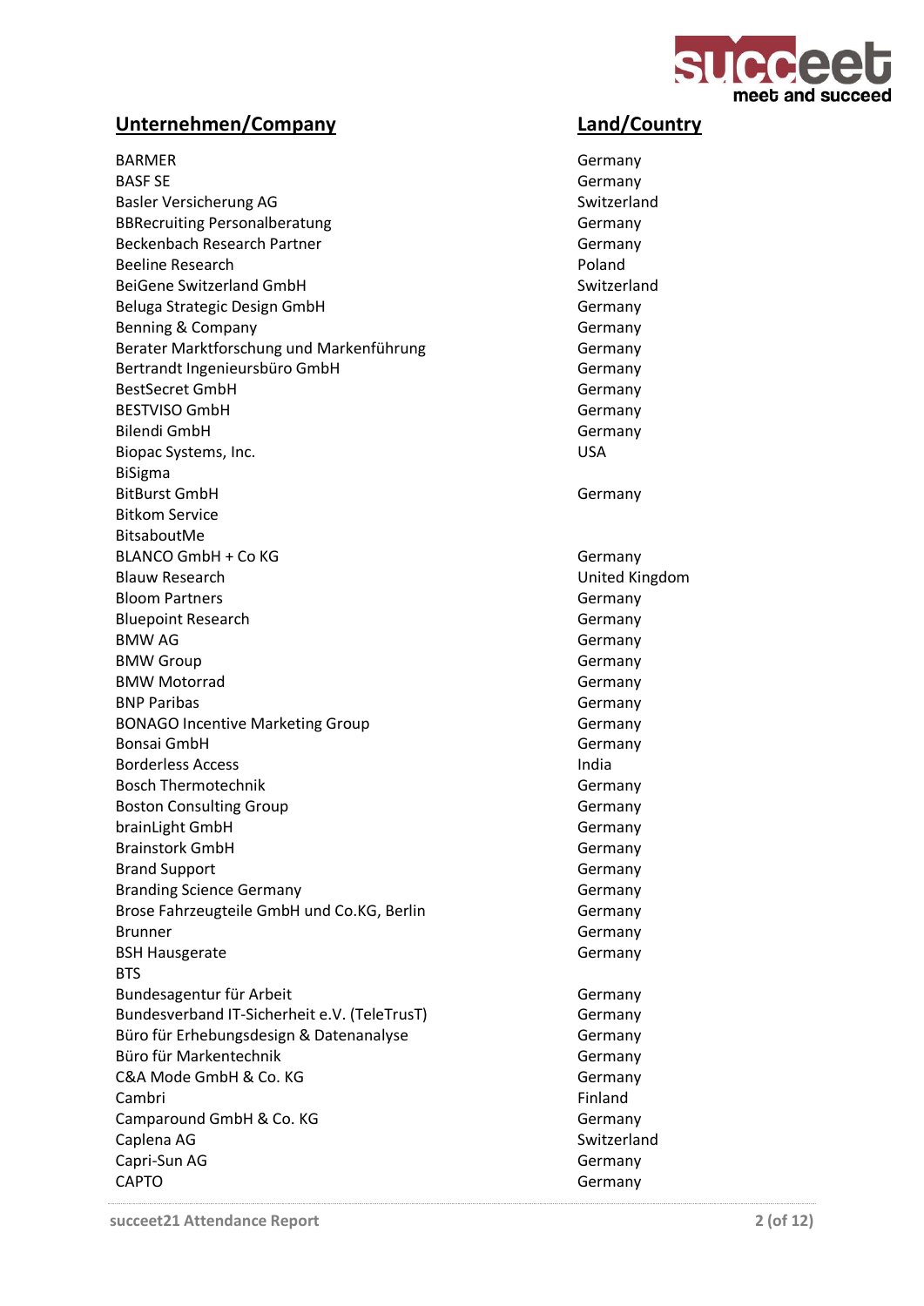| Unternehmen/Company | Land/Country |
| --- | --- |
| BARMER | Germany |
| BASF SE | Germany |
| Basler Versicherung AG | Switzerland |
| BBRecruiting Personalberatung | Germany |
| Beckenbach Research Partner | Germany |
| Beeline Research | Poland |
| BeiGene Switzerland GmbH | Switzerland |
| Beluga Strategic Design GmbH | Germany |
| Benning & Company | Germany |
| Berater Marktforschung und Markenführung | Germany |
| Bertrandt Ingenieursbüro GmbH | Germany |
| BestSecret GmbH | Germany |
| BESTVISO GmbH | Germany |
| Bilendi GmbH | Germany |
| Biopac Systems, Inc. | USA |
| BiSigma | |
| BitBurst GmbH | Germany |
| Bitkom Service | |
| BitsaboutMe | |
| BLANCO GmbH + Co KG | Germany |
| Blauw Research | United Kingdom |
| Bloom Partners | Germany |
| Bluepoint Research | Germany |
| BMW AG | Germany |
| BMW Group | Germany |
| BMW Motorrad | Germany |
| BNP Paribas | Germany |
| BONAGO Incentive Marketing Group | Germany |
| Bonsai GmbH | Germany |
| Borderless Access | India |
| Bosch Thermotechnik | Germany |
| Boston Consulting Group | Germany |
| brainLight GmbH | Germany |
| Brainstork GmbH | Germany |
| Brand Support | Germany |
| Branding Science Germany | Germany |
| Brose Fahrzeugteile GmbH und Co.KG, Berlin | Germany |
| Brunner | Germany |
| BSH Hausgerate | Germany |
| BTS | |
| Bundesagentur für Arbeit | Germany |
| Bundesverband IT-Sicherheit e.V. (TeleTrusT) | Germany |
| Büro für Erhebungsdesign & Datenanalyse | Germany |
| Büro für Markentechnik | Germany |
| C&A Mode GmbH & Co. KG | Germany |
| Cambri | Finland |
| Camparound GmbH & Co. KG | Germany |
| Caplena AG | Switzerland |
| Capri-Sun AG | Germany |
| CAPTO | Germany |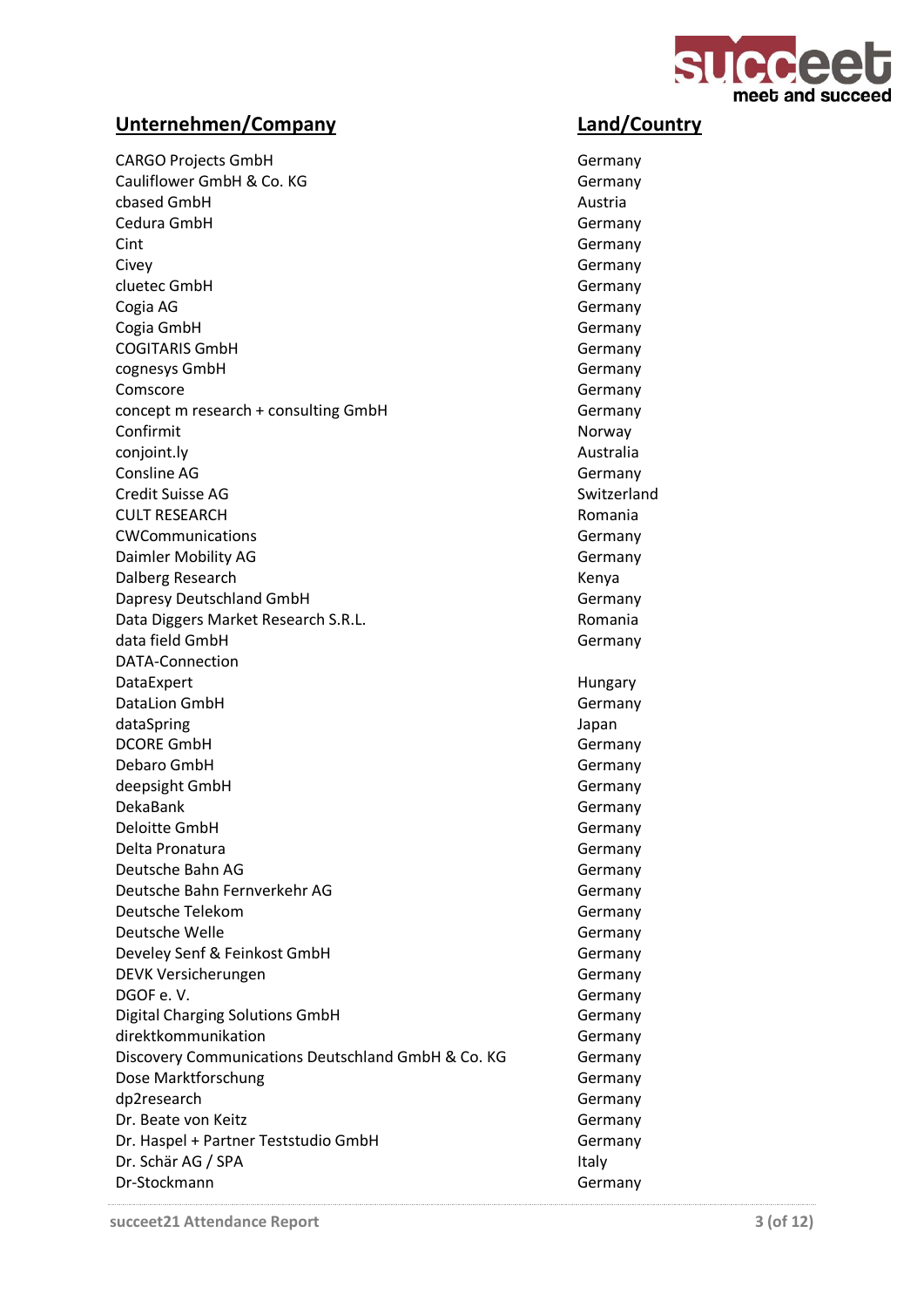| Unternehmen/Company | Land/Country |
|---|---|
| CARGO Projects GmbH | Germany |
| Cauliflower GmbH & Co. KG | Germany |
| cbased GmbH | Austria |
| Cedura GmbH | Germany |
| Cint | Germany |
| Civey | Germany |
| cluetec GmbH | Germany |
| Cogia AG | Germany |
| Cogia GmbH | Germany |
| COGITARIS GmbH | Germany |
| cognesys GmbH | Germany |
| Comscore | Germany |
| concept m research + consulting GmbH | Germany |
| Confirmit | Norway |
| conjoint.ly | Australia |
| Consline AG | Germany |
| Credit Suisse AG | Switzerland |
| CULT RESEARCH | Romania |
| CWCommunications | Germany |
| Daimler Mobility AG | Germany |
| Dalberg Research | Kenya |
| Dapresy Deutschland GmbH | Germany |
| Data Diggers Market Research S.R.L. | Romania |
| data field GmbH | Germany |
| DATA-Connection | |
| DataExpert | Hungary |
| DataLion GmbH | Germany |
| dataSpring | Japan |
| DCORE GmbH | Germany |
| Debaro GmbH | Germany |
| deepsight GmbH | Germany |
| DekaBank | Germany |
| Deloitte GmbH | Germany |
| Delta Pronatura | Germany |
| Deutsche Bahn AG | Germany |
| Deutsche Bahn Fernverkehr AG | Germany |
| Deutsche Telekom | Germany |
| Deutsche Welle | Germany |
| Develey Senf & Feinkost GmbH | Germany |
| DEVK Versicherungen | Germany |
| DGOF e. V. | Germany |
| Digital Charging Solutions GmbH | Germany |
| direktkommunikation | Germany |
| Discovery Communications Deutschland GmbH & Co. KG | Germany |
| Dose Marktforschung | Germany |
| dp2research | Germany |
| Dr. Beate von Keitz | Germany |
| Dr. Haspel + Partner Teststudio GmbH | Germany |
| Dr. Schär AG / SPA | Italy |
| Dr-Stockmann | Germany |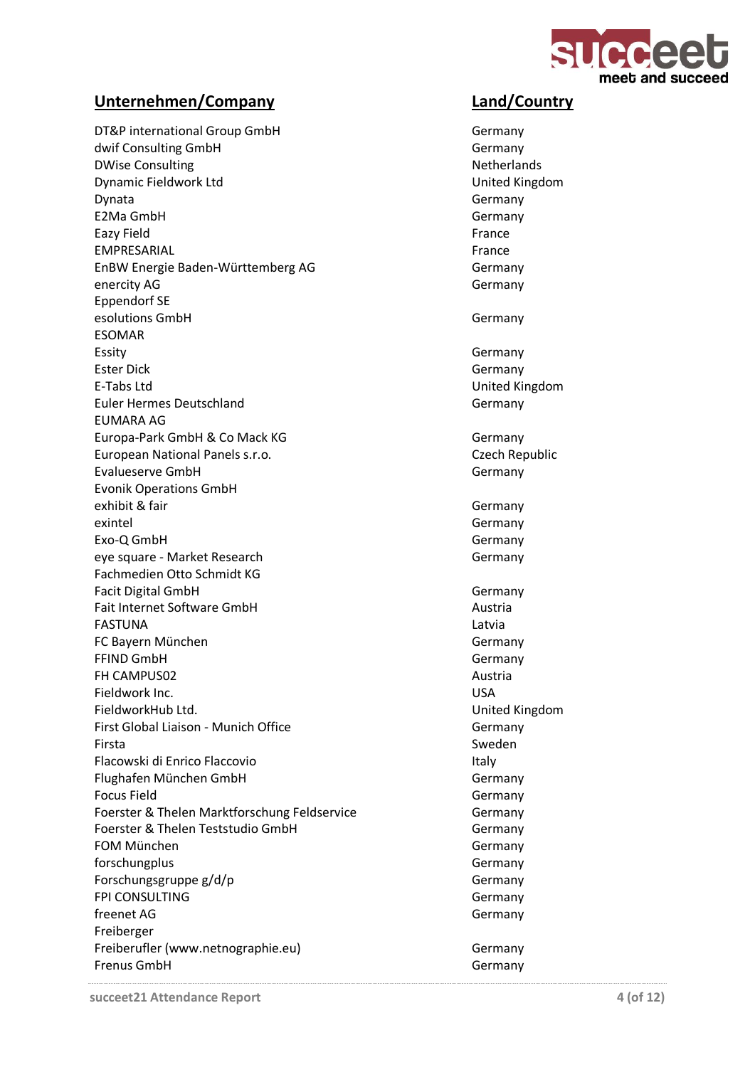| Unternehmen/Company | Land/Country |
|---|---|
| DT&P international Group GmbH | Germany |
| dwif Consulting GmbH | Germany |
| DWise Consulting | Netherlands |
| Dynamic Fieldwork Ltd | United Kingdom |
| Dynata | Germany |
| E2Ma GmbH | Germany |
| Eazy Field | France |
| EMPRESARIAL | France |
| EnBW Energie Baden-Württemberg AG | Germany |
| enercity AG | Germany |
| Eppendorf SE | |
| esolutions GmbH | Germany |
| ESOMAR | |
| Essity | Germany |
| Ester Dick | Germany |
| E-Tabs Ltd | United Kingdom |
| Euler Hermes Deutschland | Germany |
| EUMARA AG | |
| Europa-Park GmbH & Co Mack KG | Germany |
| European National Panels s.r.o. | Czech Republic |
| Evalueserve GmbH | Germany |
| Evonik Operations GmbH | |
| exhibit & fair | Germany |
| exintel | Germany |
| Exo-Q GmbH | Germany |
| eye square - Market Research | Germany |
| Fachmedien Otto Schmidt KG | |
| Facit Digital GmbH | Germany |
| Fait Internet Software GmbH | Austria |
| FASTUNA | Latvia |
| FC Bayern München | Germany |
| FFIND GmbH | Germany |
| FH CAMPUS02 | Austria |
| Fieldwork Inc. | USA |
| FieldworkHub Ltd. | United Kingdom |
| First Global Liaison - Munich Office | Germany |
| Firsta | Sweden |
| Flacowski di Enrico Flaccovio | Italy |
| Flughafen München GmbH | Germany |
| Focus Field | Germany |
| Foerster & Thelen Marktforschung Feldservice | Germany |
| Foerster & Thelen Teststudio GmbH | Germany |
| FOM München | Germany |
| forschungplus | Germany |
| Forschungsgruppe g/d/p | Germany |
| FPI CONSULTING | Germany |
| freenet AG | Germany |
| Freiberger | |
| Freiberufler (www.netnographie.eu) | Germany |
| Frenus GmbH | Germany |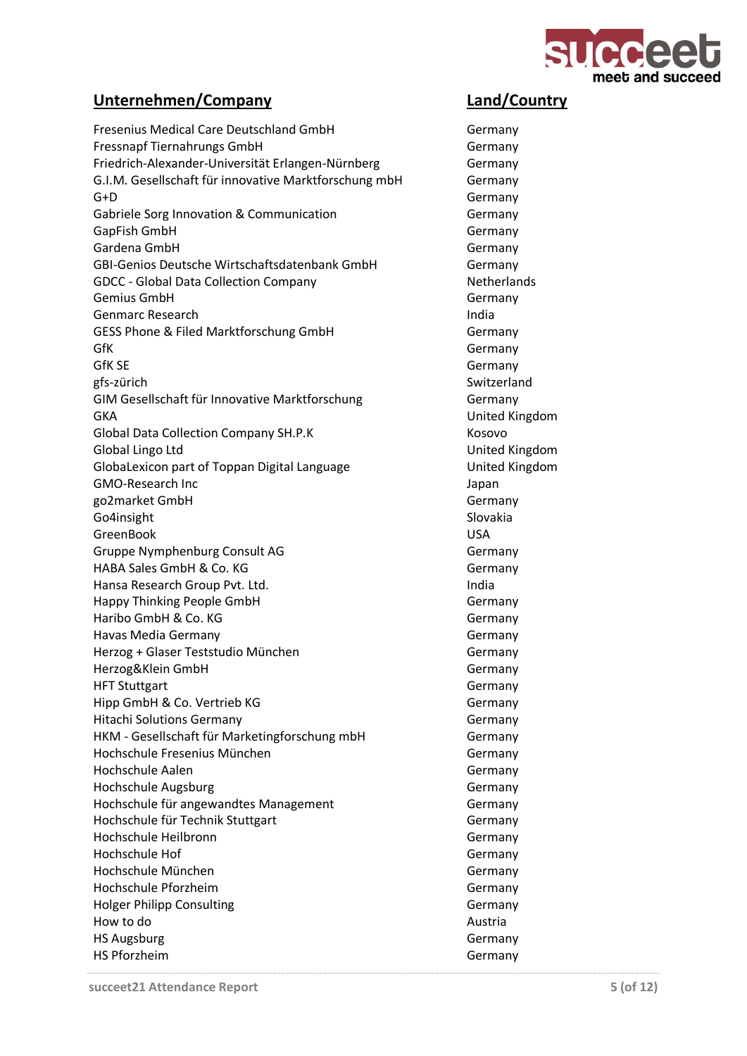| Unternehmen/Company | Land/Country |
|---|---|
| Fresenius Medical Care Deutschland GmbH | Germany |
| Fressnapf Tiernahrungs GmbH | Germany |
| Friedrich-Alexander-Universität Erlangen-Nürnberg | Germany |
| G.I.M. Gesellschaft für innovative Marktforschung mbH | Germany |
| G+D | Germany |
| Gabriele Sorg Innovation & Communication | Germany |
| GapFish GmbH | Germany |
| Gardena GmbH | Germany |
| GBI-Genios Deutsche Wirtschaftsdatenbank GmbH | Germany |
| GDCC - Global Data Collection Company | Netherlands |
| Gemius GmbH | Germany |
| Genmarc Research | India |
| GESS Phone & Filed Marktforschung GmbH | Germany |
| GfK | Germany |
| GfK SE | Germany |
| gfs-zürich | Switzerland |
| GIM Gesellschaft für Innovative Marktforschung | Germany |
| GKA | United Kingdom |
| Global Data Collection Company SH.P.K | Kosovo |
| Global Lingo Ltd | United Kingdom |
| GlobaLexicon part of Toppan Digital Language | United Kingdom |
| GMO-Research Inc | Japan |
| go2market GmbH | Germany |
| Go4insight | Slovakia |
| GreenBook | USA |
| Gruppe Nymphenburg Consult AG | Germany |
| HABA Sales GmbH & Co. KG | Germany |
| Hansa Research Group Pvt. Ltd. | India |
| Happy Thinking People GmbH | Germany |
| Haribo GmbH & Co. KG | Germany |
| Havas Media Germany | Germany |
| Herzog + Glaser Teststudio München | Germany |
| Herzog&Klein GmbH | Germany |
| HFT Stuttgart | Germany |
| Hipp GmbH & Co. Vertrieb KG | Germany |
| Hitachi Solutions Germany | Germany |
| HKM - Gesellschaft für Marketingforschung mbH | Germany |
| Hochschule Fresenius München | Germany |
| Hochschule Aalen | Germany |
| Hochschule Augsburg | Germany |
| Hochschule für angewandtes Management | Germany |
| Hochschule für Technik Stuttgart | Germany |
| Hochschule Heilbronn | Germany |
| Hochschule Hof | Germany |
| Hochschule München | Germany |
| Hochschule Pforzheim | Germany |
| Holger Philipp Consulting | Germany |
| How to do | Austria |
| HS Augsburg | Germany |
| HS Pforzheim | Germany |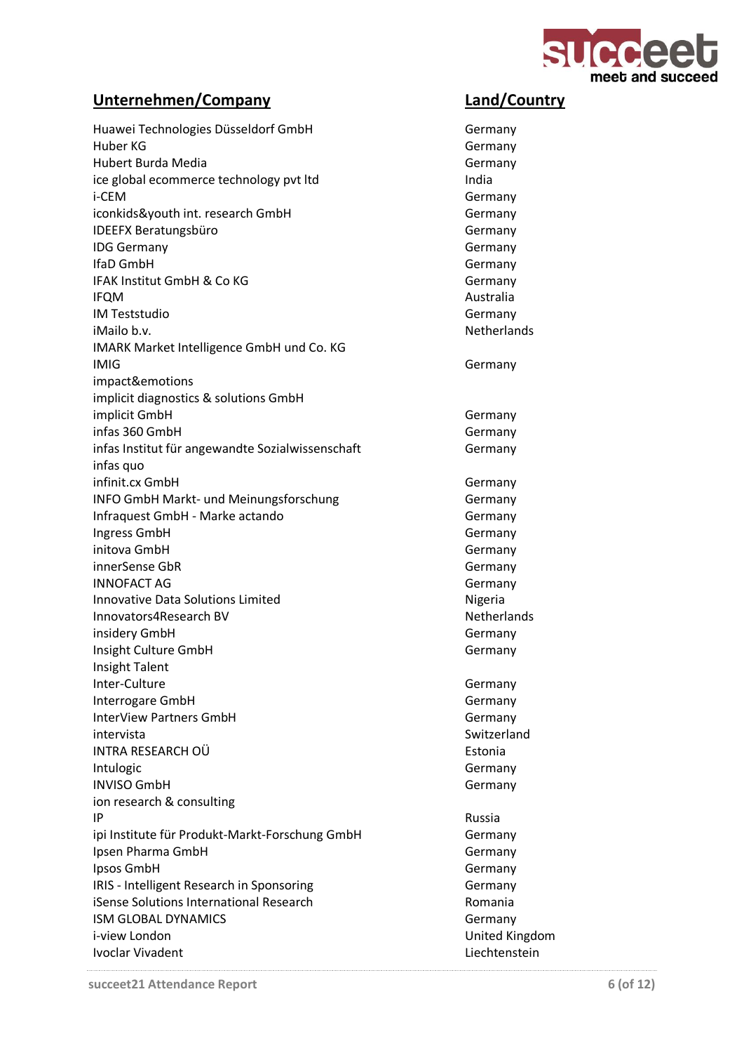| Unternehmen/Company | Land/Country |
|---|---|
| Huawei Technologies Düsseldorf GmbH | Germany |
| Huber KG | Germany |
| Hubert Burda Media | Germany |
| ice global ecommerce technology pvt ltd | India |
| i-CEM | Germany |
| iconkids&youth int. research GmbH | Germany |
| IDEEFX Beratungsbüro | Germany |
| IDG Germany | Germany |
| IfaD GmbH | Germany |
| IFAK Institut GmbH & Co KG | Germany |
| IFQM | Australia |
| IM Teststudio | Germany |
| iMailo b.v. | Netherlands |
| IMARK Market Intelligence GmbH und Co. KG | |
| IMIG | Germany |
| impact&emotions | |
| implicit diagnostics & solutions GmbH | |
| implicit GmbH | Germany |
| infas 360 GmbH | Germany |
| infas Institut für angewandte Sozialwissenschaft | Germany |
| infas quo | |
| infinit.cx GmbH | Germany |
| INFO GmbH Markt- und Meinungsforschung | Germany |
| Infraquest GmbH - Marke actando | Germany |
| Ingress GmbH | Germany |
| initova GmbH | Germany |
| innerSense GbR | Germany |
| INNOFACT AG | Germany |
| Innovative Data Solutions Limited | Nigeria |
| Innovators4Research BV | Netherlands |
| insidery GmbH | Germany |
| Insight Culture GmbH | Germany |
| Insight Talent | |
| Inter-Culture | Germany |
| Interrogare GmbH | Germany |
| InterView Partners GmbH | Germany |
| intervista | Switzerland |
| INTRA RESEARCH OÜ | Estonia |
| Intulogic | Germany |
| INVISO GmbH | Germany |
| ion research & consulting | |
| IP | Russia |
| ipi Institute für Produkt-Markt-Forschung GmbH | Germany |
| Ipsen Pharma GmbH | Germany |
| Ipsos GmbH | Germany |
| IRIS - Intelligent Research in Sponsoring | Germany |
| iSense Solutions International Research | Romania |
| ISM GLOBAL DYNAMICS | Germany |
| i-view London | United Kingdom |
| Ivoclar Vivadent | Liechtenstein |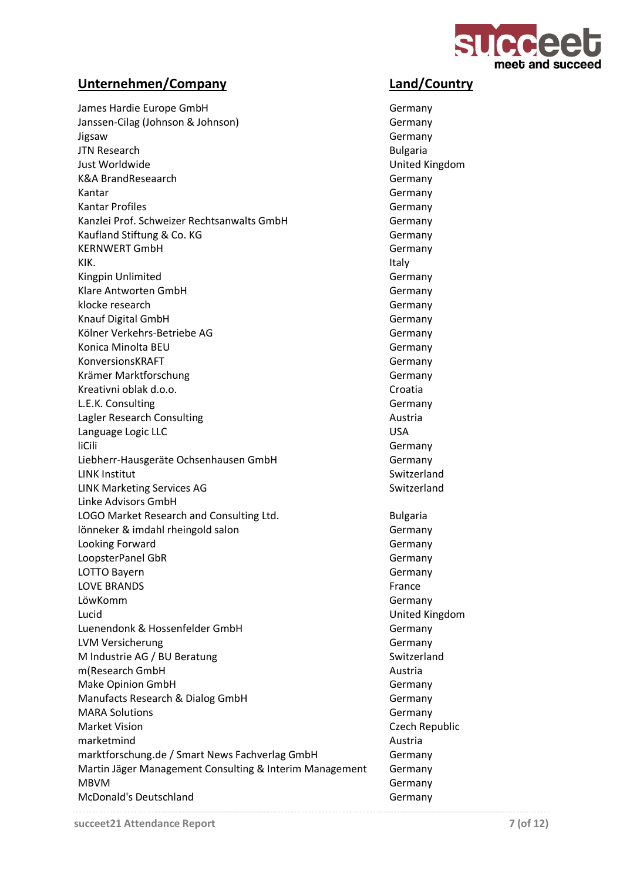| Unternehmen/Company | Land/Country |
|---|---|
| James Hardie Europe GmbH | Germany |
| Janssen-Cilag (Johnson & Johnson) | Germany |
| Jigsaw | Germany |
| JTN Research | Bulgaria |
| Just Worldwide | United Kingdom |
| K&A BrandReseaarch | Germany |
| Kantar | Germany |
| Kantar Profiles | Germany |
| Kanzlei Prof. Schweizer Rechtsanwalts GmbH | Germany |
| Kaufland Stiftung & Co. KG | Germany |
| KERNWERT GmbH | Germany |
| KIK. | Italy |
| Kingpin Unlimited | Germany |
| Klare Antworten GmbH | Germany |
| klocke research | Germany |
| Knauf Digital GmbH | Germany |
| Kölner Verkehrs-Betriebe AG | Germany |
| Konica Minolta BEU | Germany |
| KonversionsKRAFT | Germany |
| Krämer Marktforschung | Germany |
| Kreativni oblak d.o.o. | Croatia |
| L.E.K. Consulting | Germany |
| Lagler Research Consulting | Austria |
| Language Logic LLC | USA |
| liCili | Germany |
| Liebherr-Hausgeräte Ochsenhausen GmbH | Germany |
| LINK Institut | Switzerland |
| LINK Marketing Services AG | Switzerland |
| Linke Advisors GmbH | |
| LOGO Market Research and Consulting Ltd. | Bulgaria |
| lönneker & imdahl rheingold salon | Germany |
| Looking Forward | Germany |
| LoopsterPanel GbR | Germany |
| LOTTO Bayern | Germany |
| LOVE BRANDS | France |
| LöwKomm | Germany |
| Lucid | United Kingdom |
| Luenendonk & Hossenfelder GmbH | Germany |
| LVM Versicherung | Germany |
| M Industrie AG / BU Beratung | Switzerland |
| m(Research GmbH | Austria |
| Make Opinion GmbH | Germany |
| Manufacts Research & Dialog GmbH | Germany |
| MARA Solutions | Germany |
| Market Vision | Czech Republic |
| marketmind | Austria |
| marktforschung.de / Smart News Fachverlag GmbH | Germany |
| Martin Jäger Management Consulting & Interim Management | Germany |
| MBVM | Germany |
| McDonald's Deutschland | Germany |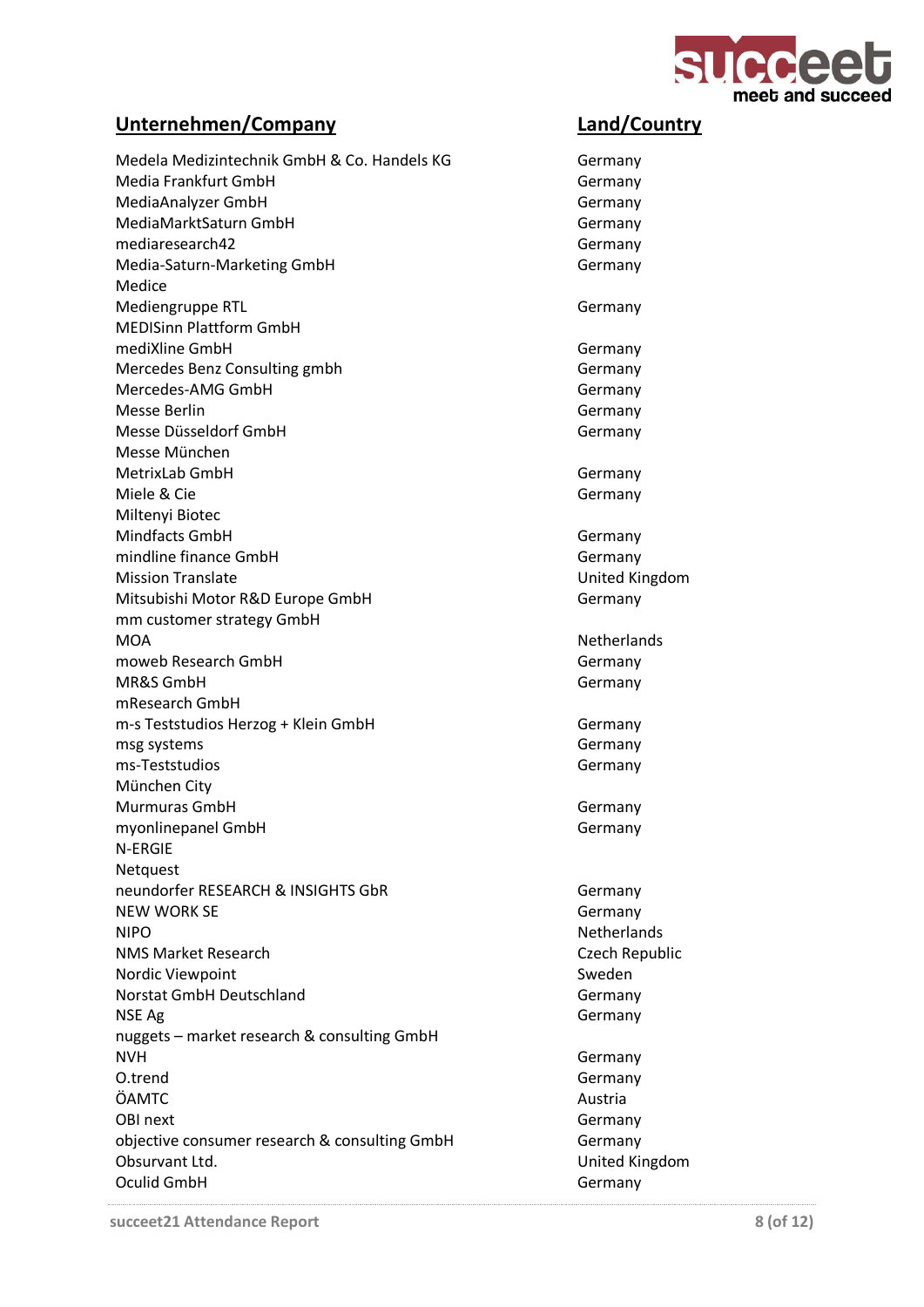| Unternehmen/Company | Land/Country |
|---|---|
| Medela Medizintechnik GmbH & Co. Handels KG | Germany |
| Media Frankfurt GmbH | Germany |
| MediaAnalyzer GmbH | Germany |
| MediaMarktSaturn GmbH | Germany |
| mediaresearch42 | Germany |
| Media-Saturn-Marketing GmbH | Germany |
| Medice | |
| Mediengruppe RTL | Germany |
| MEDISinn Plattform GmbH | |
| mediXline GmbH | Germany |
| Mercedes Benz Consulting gmbh | Germany |
| Mercedes-AMG GmbH | Germany |
| Messe Berlin | Germany |
| Messe Düsseldorf GmbH | Germany |
| Messe München | |
| MetrixLab GmbH | Germany |
| Miele & Cie | Germany |
| Miltenyi Biotec | |
| Mindfacts GmbH | Germany |
| mindline finance GmbH | Germany |
| Mission Translate | United Kingdom |
| Mitsubishi Motor R&D Europe GmbH | Germany |
| mm customer strategy GmbH | |
| MOA | Netherlands |
| moweb Research GmbH | Germany |
| MR&S GmbH | Germany |
| mResearch GmbH | |
| m-s Teststudios Herzog + Klein GmbH | Germany |
| msg systems | Germany |
| ms-Teststudios | Germany |
| München City | |
| Murmuras GmbH | Germany |
| myonlinepanel GmbH | Germany |
| N-ERGIE | |
| Netquest | |
| neundorfer RESEARCH & INSIGHTS GbR | Germany |
| NEW WORK SE | Germany |
| NIPO | Netherlands |
| NMS Market Research | Czech Republic |
| Nordic Viewpoint | Sweden |
| Norstat GmbH Deutschland | Germany |
| NSE Ag | Germany |
| nuggets – market research & consulting GmbH | |
| NVH | Germany |
| O.trend | Germany |
| ÖAMTC | Austria |
| OBI next | Germany |
| objective consumer research & consulting GmbH | Germany |
| Obsurvant Ltd. | United Kingdom |
| Oculid GmbH | Germany |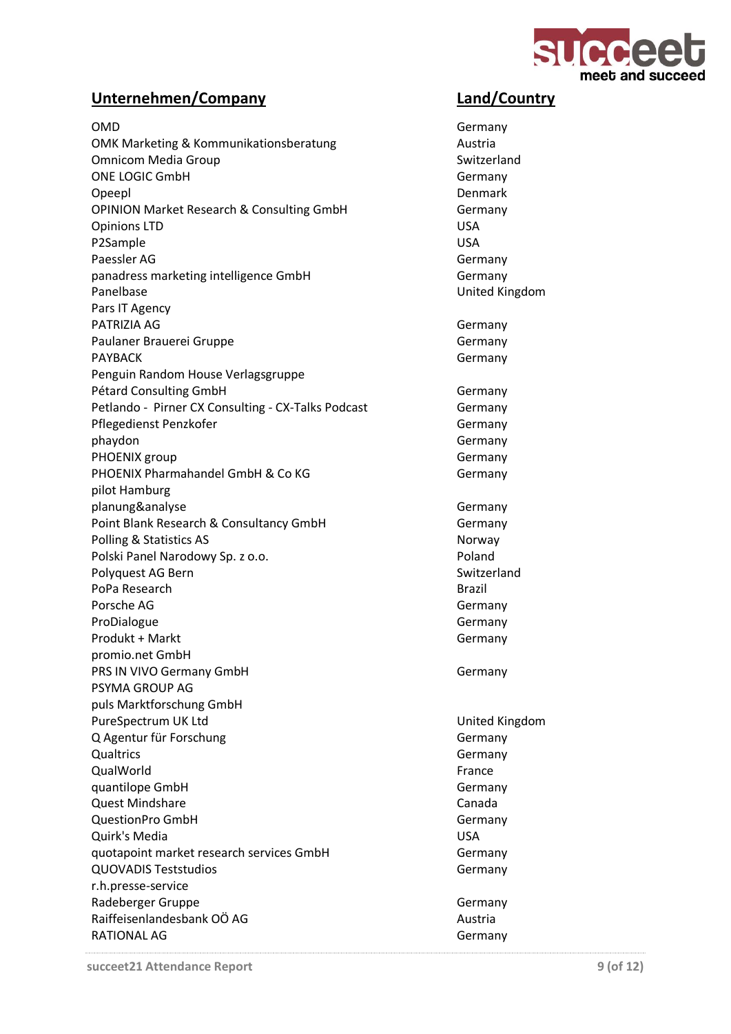| Unternehmen/Company | Land/Country |
|---|---|
| OMD | Germany |
| OMK Marketing & Kommunikationsberatung | Austria |
| Omnicom Media Group | Switzerland |
| ONE LOGIC GmbH | Germany |
| Opeepl | Denmark |
| OPINION Market Research & Consulting GmbH | Germany |
| Opinions LTD | USA |
| P2Sample | USA |
| Paessler AG | Germany |
| panadress marketing intelligence GmbH | Germany |
| Panelbase | United Kingdom |
| Pars IT Agency | |
| PATRIZIA AG | Germany |
| Paulaner Brauerei Gruppe | Germany |
| PAYBACK | Germany |
| Penguin Random House Verlagsgruppe | |
| Pétard Consulting GmbH | Germany |
| Petlando - Pirner CX Consulting - CX-Talks Podcast | Germany |
| Pflegedienst Penzkofer | Germany |
| phaydon | Germany |
| PHOENIX group | Germany |
| PHOENIX Pharmahandel GmbH & Co KG | Germany |
| pilot Hamburg | |
| planung&analyse | Germany |
| Point Blank Research & Consultancy GmbH | Germany |
| Polling & Statistics AS | Norway |
| Polski Panel Narodowy Sp. z o.o. | Poland |
| Polyquest AG Bern | Switzerland |
| PoPa Research | Brazil |
| Porsche AG | Germany |
| ProDialogue | Germany |
| Produkt + Markt | Germany |
| promio.net GmbH | |
| PRS IN VIVO Germany GmbH | Germany |
| PSYMA GROUP AG | |
| puls Marktforschung GmbH | |
| PureSpectrum UK Ltd | United Kingdom |
| Q Agentur für Forschung | Germany |
| Qualtrics | Germany |
| QualWorld | France |
| quantilope GmbH | Germany |
| Quest Mindshare | Canada |
| QuestionPro GmbH | Germany |
| Quirk's Media | USA |
| quotapoint market research services GmbH | Germany |
| QUOVADIS Teststudios | Germany |
| r.h.presse-service | |
| Radeberger Gruppe | Germany |
| Raiffeisenlandesbank OÖ AG | Austria |
| RATIONAL AG | Germany |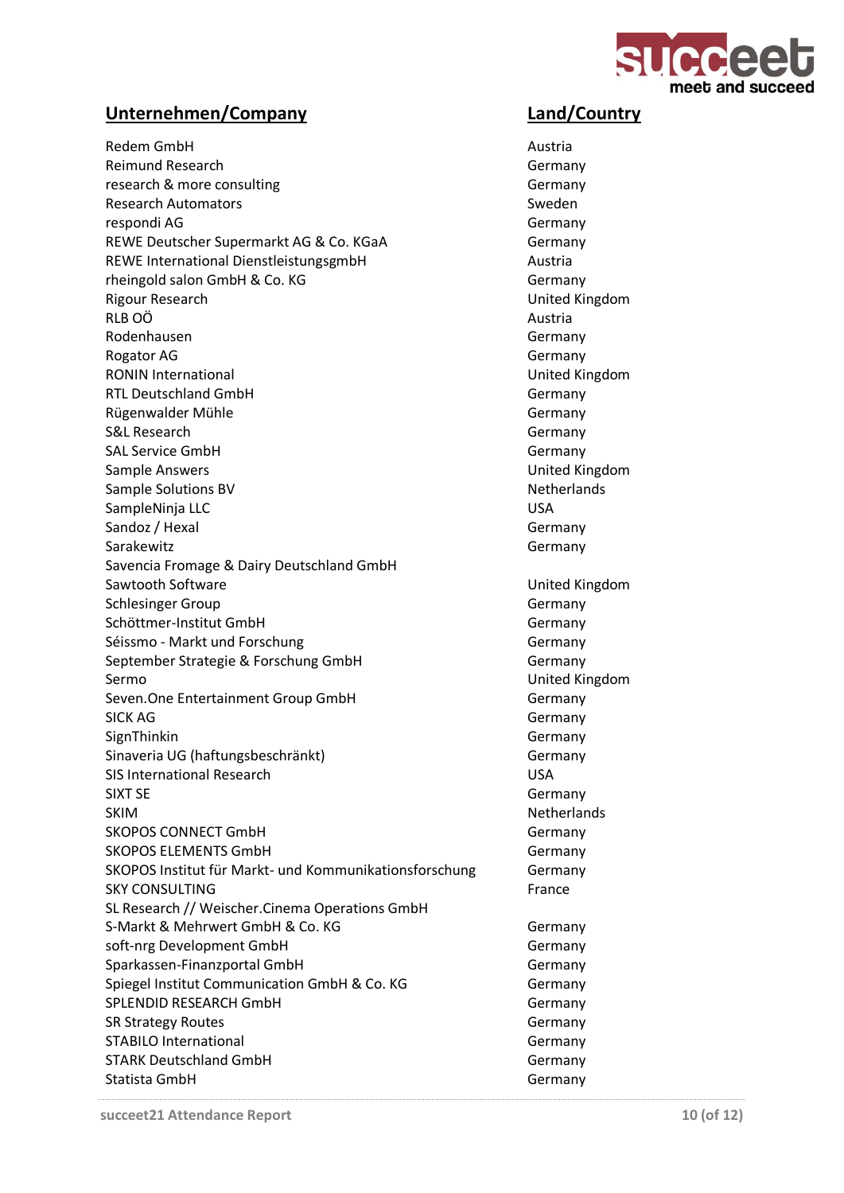| Unternehmen/Company | Land/Country |
|---|---|
| Redem GmbH | Austria |
| Reimund Research | Germany |
| research & more consulting | Germany |
| Research Automators | Sweden |
| respondi AG | Germany |
| REWE Deutscher Supermarkt AG & Co. KGaA | Germany |
| REWE International DienstleistungsgmbH | Austria |
| rheingold salon GmbH & Co. KG | Germany |
| Rigour Research | United Kingdom |
| RLB OÖ | Austria |
| Rodenhausen | Germany |
| Rogator AG | Germany |
| RONIN International | United Kingdom |
| RTL Deutschland GmbH | Germany |
| Rügenwalder Mühle | Germany |
| S&L Research | Germany |
| SAL Service GmbH | Germany |
| Sample Answers | United Kingdom |
| Sample Solutions BV | Netherlands |
| SampleNinja LLC | USA |
| Sandoz / Hexal | Germany |
| Sarakewitz | Germany |
| Savencia Fromage & Dairy Deutschland GmbH | |
| Sawtooth Software | United Kingdom |
| Schlesinger Group | Germany |
| Schöttmer-Institut GmbH | Germany |
| Séissmo - Markt und Forschung | Germany |
| September Strategie & Forschung GmbH | Germany |
| Sermo | United Kingdom |
| Seven.One Entertainment Group GmbH | Germany |
| SICK AG | Germany |
| SignThinkin | Germany |
| Sinaveria UG (haftungsbeschränkt) | Germany |
| SIS International Research | USA |
| SIXT SE | Germany |
| SKIM | Netherlands |
| SKOPOS CONNECT GmbH | Germany |
| SKOPOS ELEMENTS GmbH | Germany |
| SKOPOS Institut für Markt- und Kommunikationsforschung | Germany |
| SKY CONSULTING | France |
| SL Research // Weischer.Cinema Operations GmbH | |
| S-Markt & Mehrwert GmbH & Co. KG | Germany |
| soft-nrg Development GmbH | Germany |
| Sparkassen-Finanzportal GmbH | Germany |
| Spiegel Institut Communication GmbH & Co. KG | Germany |
| SPLENDID RESEARCH GmbH | Germany |
| SR Strategy Routes | Germany |
| STABILO International | Germany |
| STARK Deutschland GmbH | Germany |
| Statista GmbH | Germany |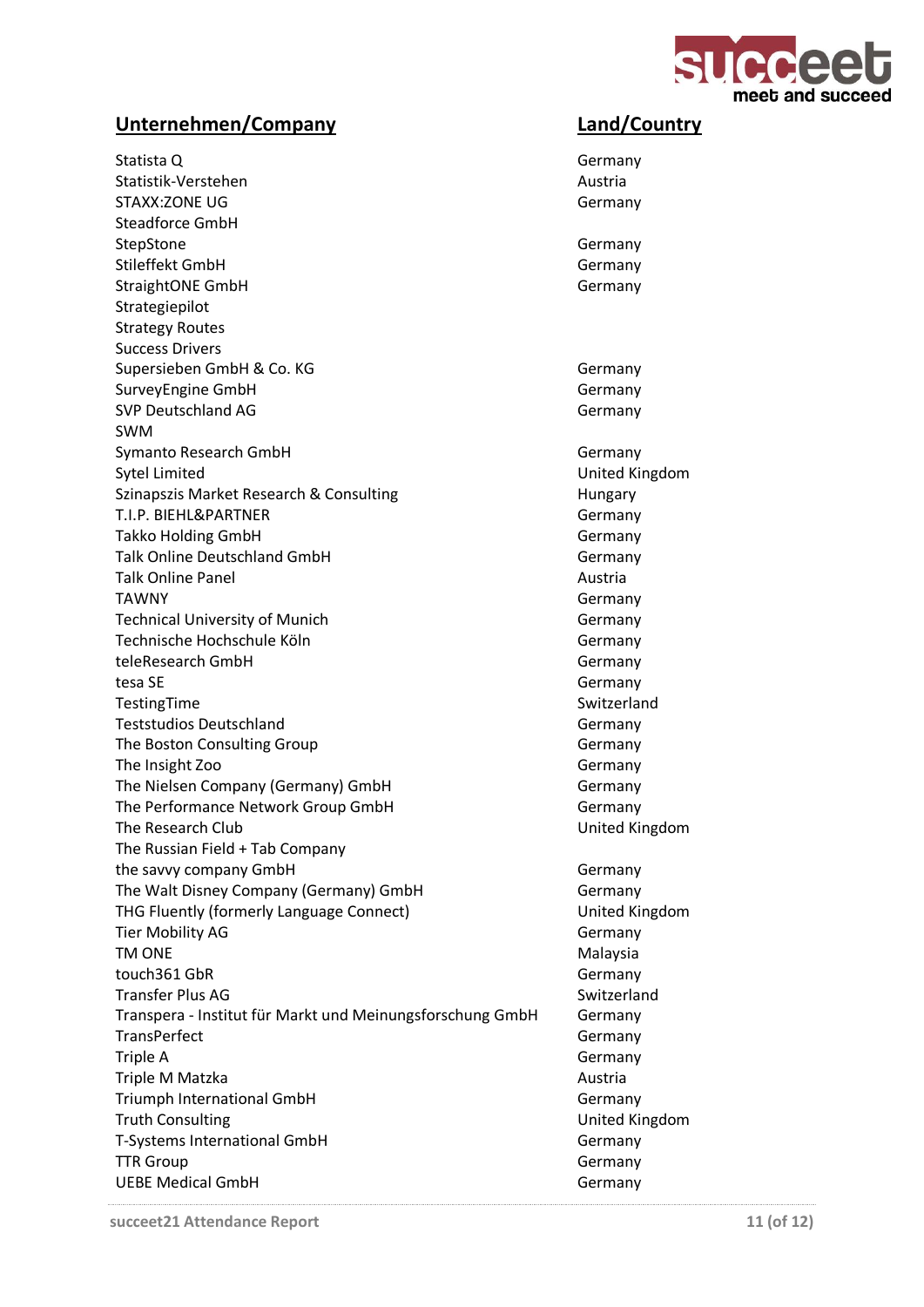| Unternehmen/Company | Land/Country |
|---|---|
| Statista Q | Germany |
| Statistik-Verstehen | Austria |
| STAXX:ZONE UG | Germany |
| Steadforce GmbH | |
| StepStone | Germany |
| Stileffekt GmbH | Germany |
| StraightONE GmbH | Germany |
| Strategiepilot | |
| Strategy Routes | |
| Success Drivers | |
| Supersieben GmbH & Co. KG | Germany |
| SurveyEngine GmbH | Germany |
| SVP Deutschland AG | Germany |
| SWM | |
| Symanto Research GmbH | Germany |
| Sytel Limited | United Kingdom |
| Szinapszis Market Research & Consulting | Hungary |
| T.I.P. BIEHL&PARTNER | Germany |
| Takko Holding GmbH | Germany |
| Talk Online Deutschland GmbH | Germany |
| Talk Online Panel | Austria |
| TAWNY | Germany |
| Technical University of Munich | Germany |
| Technische Hochschule Köln | Germany |
| teleResearch GmbH | Germany |
| tesa SE | Germany |
| TestingTime | Switzerland |
| Teststudios Deutschland | Germany |
| The Boston Consulting Group | Germany |
| The Insight Zoo | Germany |
| The Nielsen Company (Germany) GmbH | Germany |
| The Performance Network Group GmbH | Germany |
| The Research Club | United Kingdom |
| The Russian Field + Tab Company | |
| the savvy company GmbH | Germany |
| The Walt Disney Company (Germany) GmbH | Germany |
| THG Fluently (formerly Language Connect) | United Kingdom |
| Tier Mobility AG | Germany |
| TM ONE | Malaysia |
| touch361 GbR | Germany |
| Transfer Plus AG | Switzerland |
| Transpera - Institut für Markt und Meinungsforschung GmbH | Germany |
| TransPerfect | Germany |
| Triple A | Germany |
| Triple M Matzka | Austria |
| Triumph International GmbH | Germany |
| Truth Consulting | United Kingdom |
| T-Systems International GmbH | Germany |
| TTR Group | Germany |
| UEBE Medical GmbH | Germany |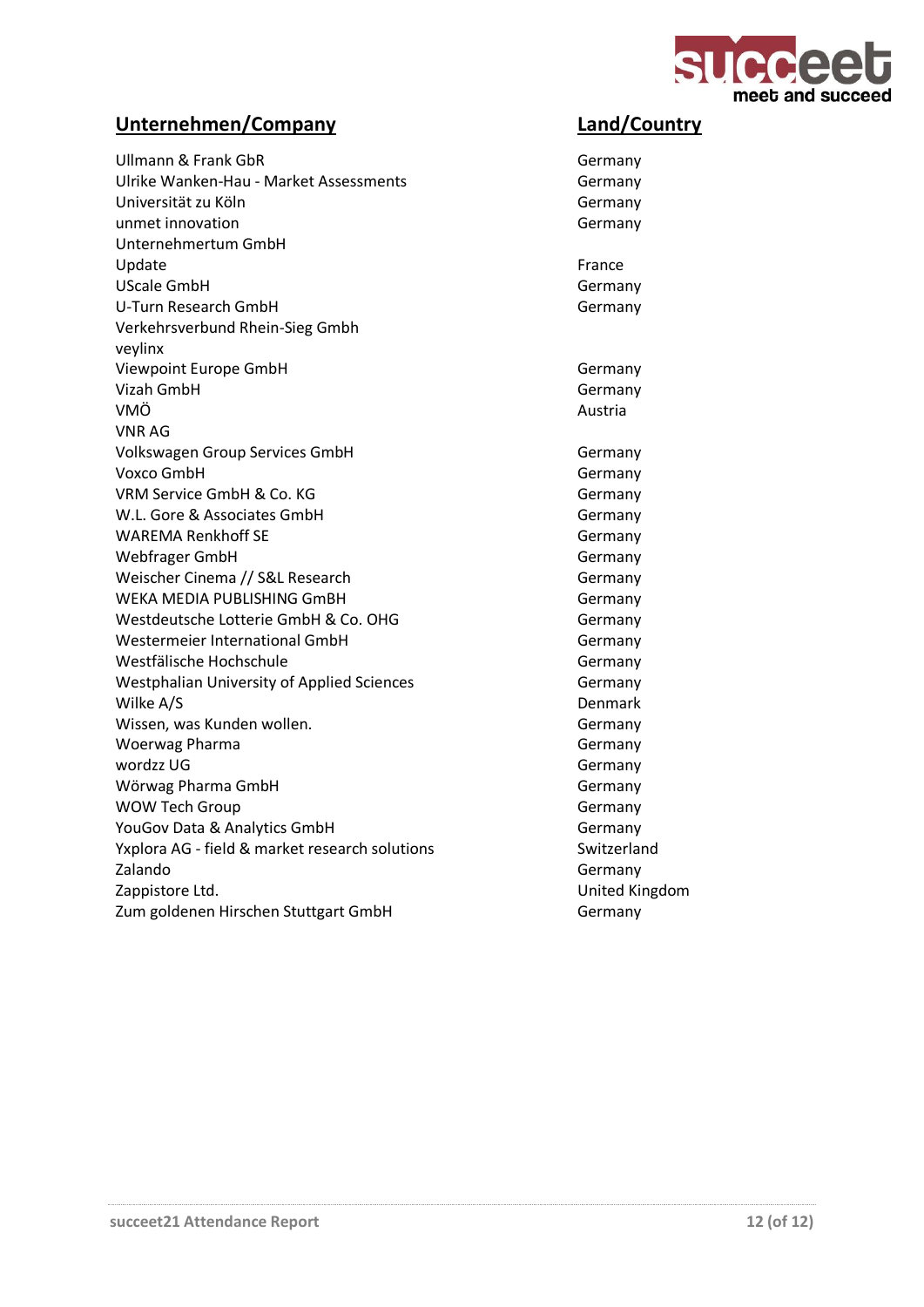| Unternehmen/Company | Land/Country |
|---|---|
| Ullmann & Frank GbR | Germany |
| Ulrike Wanken-Hau - Market Assessments | Germany |
| Universität zu Köln | Germany |
| unmet innovation | Germany |
| Unternehmertum GmbH | |
| Update | France |
| UScale GmbH | Germany |
| U-Turn Research GmbH | Germany |
| Verkehrsverbund Rhein-Sieg Gmbh | |
| veylinx | |
| Viewpoint Europe GmbH | Germany |
| Vizah GmbH | Germany |
| VMÖ | Austria |
| VNR AG | |
| Volkswagen Group Services GmbH | Germany |
| Voxco GmbH | Germany |
| VRM Service GmbH & Co. KG | Germany |
| W.L. Gore & Associates GmbH | Germany |
| WAREMA Renkhoff SE | Germany |
| Webfrager GmbH | Germany |
| Weischer Cinema // S&L Research | Germany |
| WEKA MEDIA PUBLISHING GmBH | Germany |
| Westdeutsche Lotterie GmbH & Co. OHG | Germany |
| Westermeier International GmbH | Germany |
| Westfälische Hochschule | Germany |
| Westphalian University of Applied Sciences | Germany |
| Wilke A/S | Denmark |
| Wissen, was Kunden wollen. | Germany |
| Woerwag Pharma | Germany |
| wordzz UG | Germany |
| Wörwag Pharma GmbH | Germany |
| WOW Tech Group | Germany |
| YouGov Data & Analytics GmbH | Germany |
| Yxplora AG - field & market research solutions | Switzerland |
| Zalando | Germany |
| Zappistore Ltd. | United Kingdom |
| Zum goldenen Hirschen Stuttgart GmbH | Germany |